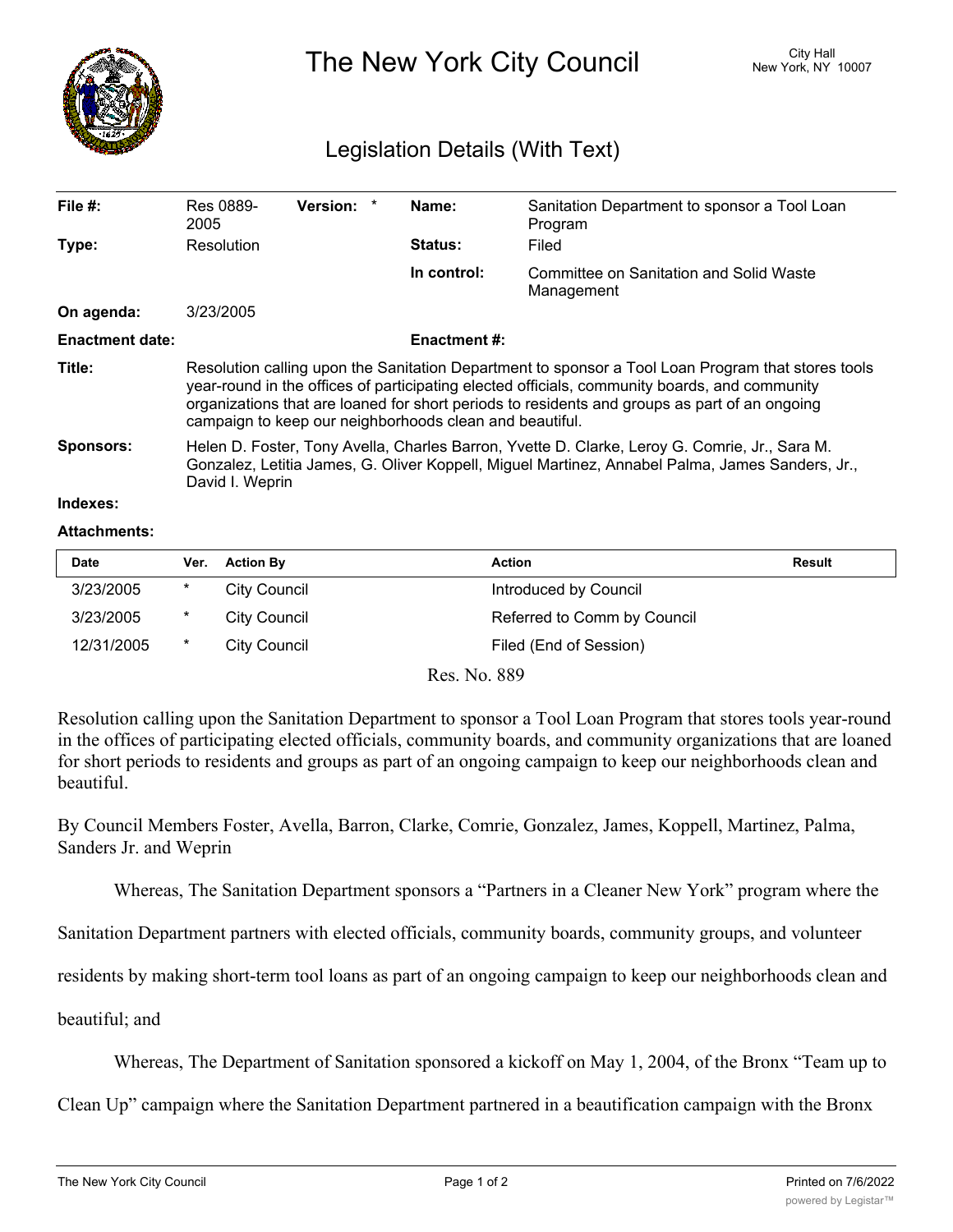# The New York City Council

City Hall
New York, NY 10007

## Legislation Details (With Text)

| | | | | | |
|---|---|---|---|---|---|
| **File #:** | Res 0889-2005 | **Version:** * | | **Name:** | Sanitation Department to sponsor a Tool Loan Program |
| **Type:** | Resolution | | | **Status:** | Filed |
| | | | | **In control:** | Committee on Sanitation and Solid Waste Management |
| **On agenda:** | 3/23/2005 | | | | |
| **Enactment date:** | | | | **Enactment #:** | |

**Title:** Resolution calling upon the Sanitation Department to sponsor a Tool Loan Program that stores tools year-round in the offices of participating elected officials, community boards, and community organizations that are loaned for short periods to residents and groups as part of an ongoing campaign to keep our neighborhoods clean and beautiful.

**Sponsors:** Helen D. Foster, Tony Avella, Charles Barron, Yvette D. Clarke, Leroy G. Comrie, Jr., Sara M. Gonzalez, Letitia James, G. Oliver Koppell, Miguel Martinez, Annabel Palma, James Sanders, Jr., David I. Weprin

**Indexes:**

**Attachments:**

| Date | Ver. | Action By | Action | Result |
|---|---|---|---|---|
| 3/23/2005 | * | City Council | Introduced by Council | |
| 3/23/2005 | * | City Council | Referred to Comm by Council | |
| 12/31/2005 | * | City Council | Filed (End of Session) | |

Res. No. 889

Resolution calling upon the Sanitation Department to sponsor a Tool Loan Program that stores tools year-round in the offices of participating elected officials, community boards, and community organizations that are loaned for short periods to residents and groups as part of an ongoing campaign to keep our neighborhoods clean and beautiful.

By Council Members Foster, Avella, Barron, Clarke, Comrie, Gonzalez, James, Koppell, Martinez, Palma, Sanders Jr. and Weprin

Whereas, The Sanitation Department sponsors a "Partners in a Cleaner New York" program where the Sanitation Department partners with elected officials, community boards, community groups, and volunteer residents by making short-term tool loans as part of an ongoing campaign to keep our neighborhoods clean and beautiful; and

Whereas, The Department of Sanitation sponsored a kickoff on May 1, 2004, of the Bronx "Team up to Clean Up" campaign where the Sanitation Department partnered in a beautification campaign with the Bronx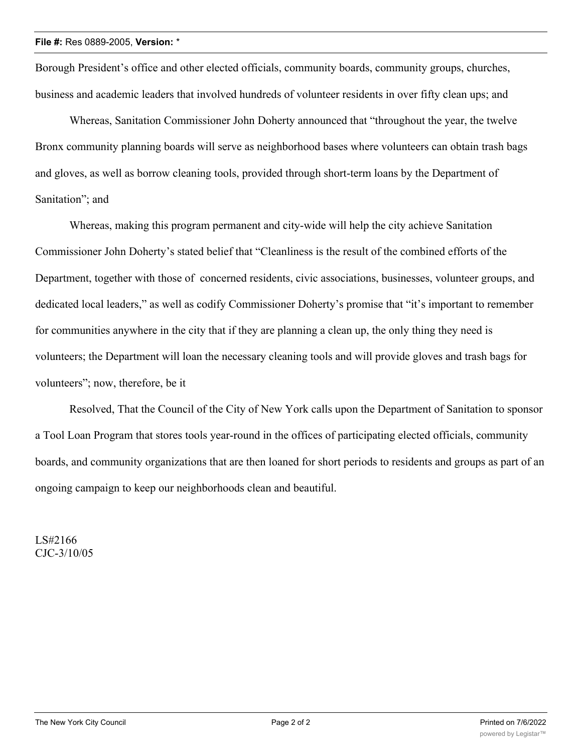Borough President's office and other elected officials, community boards, community groups, churches, business and academic leaders that involved hundreds of volunteer residents in over fifty clean ups; and

Whereas, Sanitation Commissioner John Doherty announced that "throughout the year, the twelve Bronx community planning boards will serve as neighborhood bases where volunteers can obtain trash bags and gloves, as well as borrow cleaning tools, provided through short-term loans by the Department of Sanitation"; and

Whereas, making this program permanent and city-wide will help the city achieve Sanitation Commissioner John Doherty's stated belief that "Cleanliness is the result of the combined efforts of the Department, together with those of concerned residents, civic associations, businesses, volunteer groups, and dedicated local leaders," as well as codify Commissioner Doherty's promise that "it's important to remember for communities anywhere in the city that if they are planning a clean up, the only thing they need is volunteers; the Department will loan the necessary cleaning tools and will provide gloves and trash bags for volunteers"; now, therefore, be it

Resolved, That the Council of the City of New York calls upon the Department of Sanitation to sponsor a Tool Loan Program that stores tools year-round in the offices of participating elected officials, community boards, and community organizations that are then loaned for short periods to residents and groups as part of an ongoing campaign to keep our neighborhoods clean and beautiful.

LS#2166
CJC-3/10/05